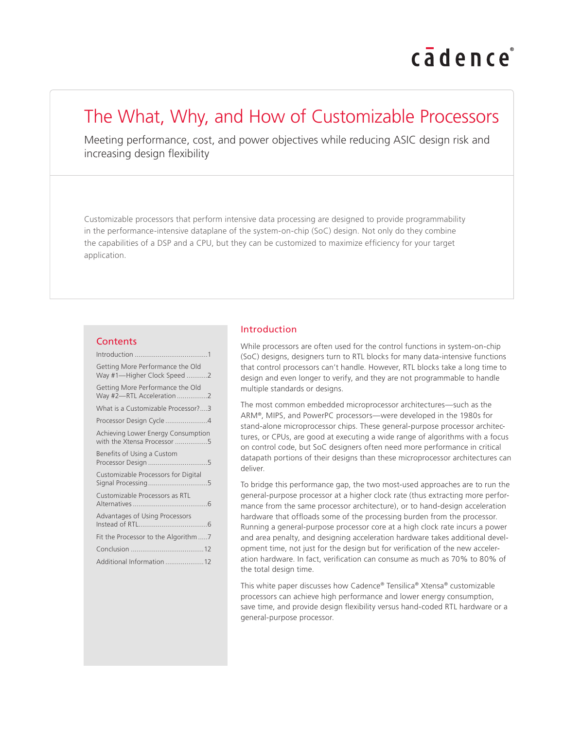# The What, Why, and How of Customizable Processors

Meeting performance, cost, and power objectives while reducing ASIC design risk and increasing design flexibility

Customizable processors that perform intensive data processing are designed to provide programmability in the performance-intensive dataplane of the system-on-chip (SoC) design. Not only do they combine the capabilities of a DSP and a CPU, but they can be customized to maximize efficiency for your target application.

## Contents

- Introduction ....................................1
- Getting More Performance the Old Way #1—Higher Clock Speed ..........2
- Getting More Performance the Old Way #2—RTL Acceleration ...............2
- What is a Customizable Processor?....3
- Processor Design Cycle .....................4
- Achieving Lower Energy Consumption with the Xtensa Processor ................5
- Benefits of Using a Custom Processor Design ..............................5
- Customizable Processors for Digital Signal Processing ..............................5
- Customizable Processors as RTL Alternatives ......................................6
- Advantages of Using Processors Instead of RTL...................................6
- Fit the Processor to the Algorithm .....7
- Conclusion .....................................12
- Additional Information ....................12

## Introduction

While processors are often used for the control functions in system-on-chip (SoC) designs, designers turn to RTL blocks for many data-intensive functions that control processors can't handle. However, RTL blocks take a long time to design and even longer to verify, and they are not programmable to handle multiple standards or designs.

The most common embedded microprocessor architectures—such as the ARM®, MIPS, and PowerPC processors—were developed in the 1980s for stand-alone microprocessor chips. These general-purpose processor architectures, or CPUs, are good at executing a wide range of algorithms with a focus on control code, but SoC designers often need more performance in critical datapath portions of their designs than these microprocessor architectures can deliver.

To bridge this performance gap, the two most-used approaches are to run the general-purpose processor at a higher clock rate (thus extracting more performance from the same processor architecture), or to hand-design acceleration hardware that offloads some of the processing burden from the processor. Running a general-purpose processor core at a high clock rate incurs a power and area penalty, and designing acceleration hardware takes additional development time, not just for the design but for verification of the new acceleration hardware. In fact, verification can consume as much as 70% to 80% of the total design time.

This white paper discusses how Cadence® Tensilica® Xtensa® customizable processors can achieve high performance and lower energy consumption, save time, and provide design flexibility versus hand-coded RTL hardware or a general-purpose processor.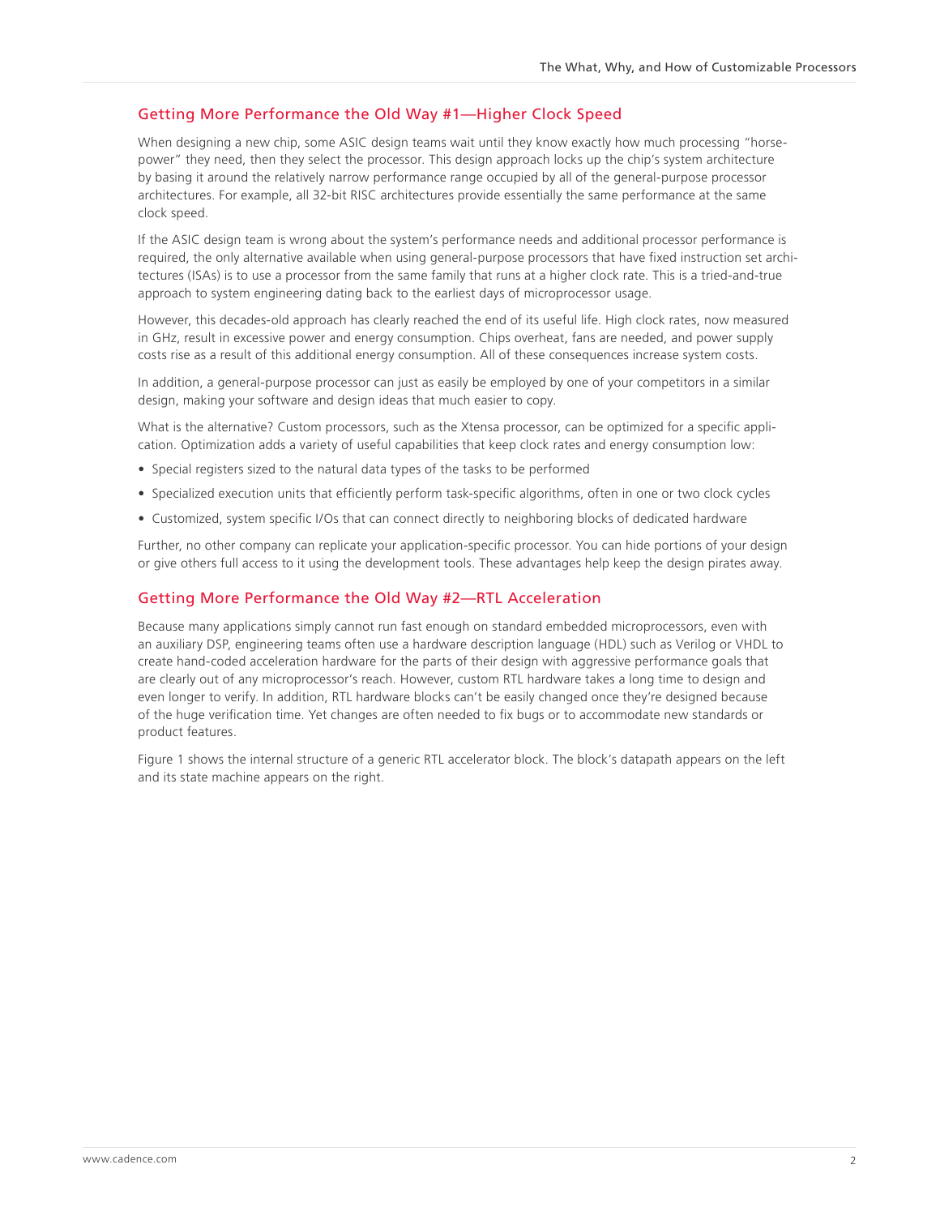## Getting More Performance the Old Way #1—Higher Clock Speed

When designing a new chip, some ASIC design teams wait until they know exactly how much processing "horsepower" they need, then they select the processor. This design approach locks up the chip's system architecture by basing it around the relatively narrow performance range occupied by all of the general-purpose processor architectures. For example, all 32-bit RISC architectures provide essentially the same performance at the same clock speed.

If the ASIC design team is wrong about the system's performance needs and additional processor performance is required, the only alternative available when using general-purpose processors that have fixed instruction set architectures (ISAs) is to use a processor from the same family that runs at a higher clock rate. This is a tried-and-true approach to system engineering dating back to the earliest days of microprocessor usage.

However, this decades-old approach has clearly reached the end of its useful life. High clock rates, now measured in GHz, result in excessive power and energy consumption. Chips overheat, fans are needed, and power supply costs rise as a result of this additional energy consumption. All of these consequences increase system costs.

In addition, a general-purpose processor can just as easily be employed by one of your competitors in a similar design, making your software and design ideas that much easier to copy.

What is the alternative? Custom processors, such as the Xtensa processor, can be optimized for a specific application. Optimization adds a variety of useful capabilities that keep clock rates and energy consumption low:

- Special registers sized to the natural data types of the tasks to be performed
- Specialized execution units that efficiently perform task-specific algorithms, often in one or two clock cycles
- Customized, system specific I/Os that can connect directly to neighboring blocks of dedicated hardware

Further, no other company can replicate your application-specific processor. You can hide portions of your design or give others full access to it using the development tools. These advantages help keep the design pirates away.

## Getting More Performance the Old Way #2—RTL Acceleration

Because many applications simply cannot run fast enough on standard embedded microprocessors, even with an auxiliary DSP, engineering teams often use a hardware description language (HDL) such as Verilog or VHDL to create hand-coded acceleration hardware for the parts of their design with aggressive performance goals that are clearly out of any microprocessor's reach. However, custom RTL hardware takes a long time to design and even longer to verify. In addition, RTL hardware blocks can't be easily changed once they're designed because of the huge verification time. Yet changes are often needed to fix bugs or to accommodate new standards or product features.

Figure 1 shows the internal structure of a generic RTL accelerator block. The block's datapath appears on the left and its state machine appears on the right.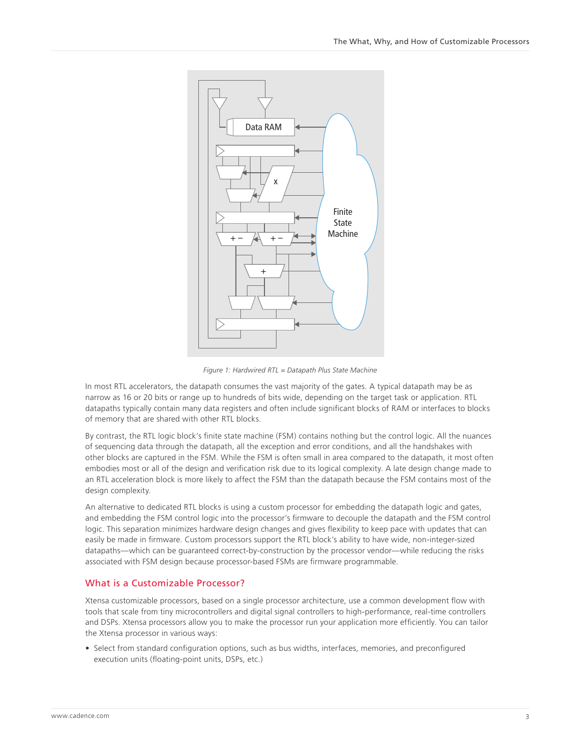*Figure 1: Hardwired RTL = Datapath Plus State Machine*

In most RTL accelerators, the datapath consumes the vast majority of the gates. A typical datapath may be as narrow as 16 or 20 bits or range up to hundreds of bits wide, depending on the target task or application. RTL datapaths typically contain many data registers and often include significant blocks of RAM or interfaces to blocks of memory that are shared with other RTL blocks.

By contrast, the RTL logic block's finite state machine (FSM) contains nothing but the control logic. All the nuances of sequencing data through the datapath, all the exception and error conditions, and all the handshakes with other blocks are captured in the FSM. While the FSM is often small in area compared to the datapath, it most often embodies most or all of the design and verification risk due to its logical complexity. A late design change made to an RTL acceleration block is more likely to affect the FSM than the datapath because the FSM contains most of the design complexity.

An alternative to dedicated RTL blocks is using a custom processor for embedding the datapath logic and gates, and embedding the FSM control logic into the processor's firmware to decouple the datapath and the FSM control logic. This separation minimizes hardware design changes and gives flexibility to keep pace with updates that can easily be made in firmware. Custom processors support the RTL block's ability to have wide, non-integer-sized datapaths—which can be guaranteed correct-by-construction by the processor vendor—while reducing the risks associated with FSM design because processor-based FSMs are firmware programmable.

## What is a Customizable Processor?

Xtensa customizable processors, based on a single processor architecture, use a common development flow with tools that scale from tiny microcontrollers and digital signal controllers to high-performance, real-time controllers and DSPs. Xtensa processors allow you to make the processor run your application more efficiently. You can tailor the Xtensa processor in various ways:

- Select from standard configuration options, such as bus widths, interfaces, memories, and preconfigured execution units (floating-point units, DSPs, etc.)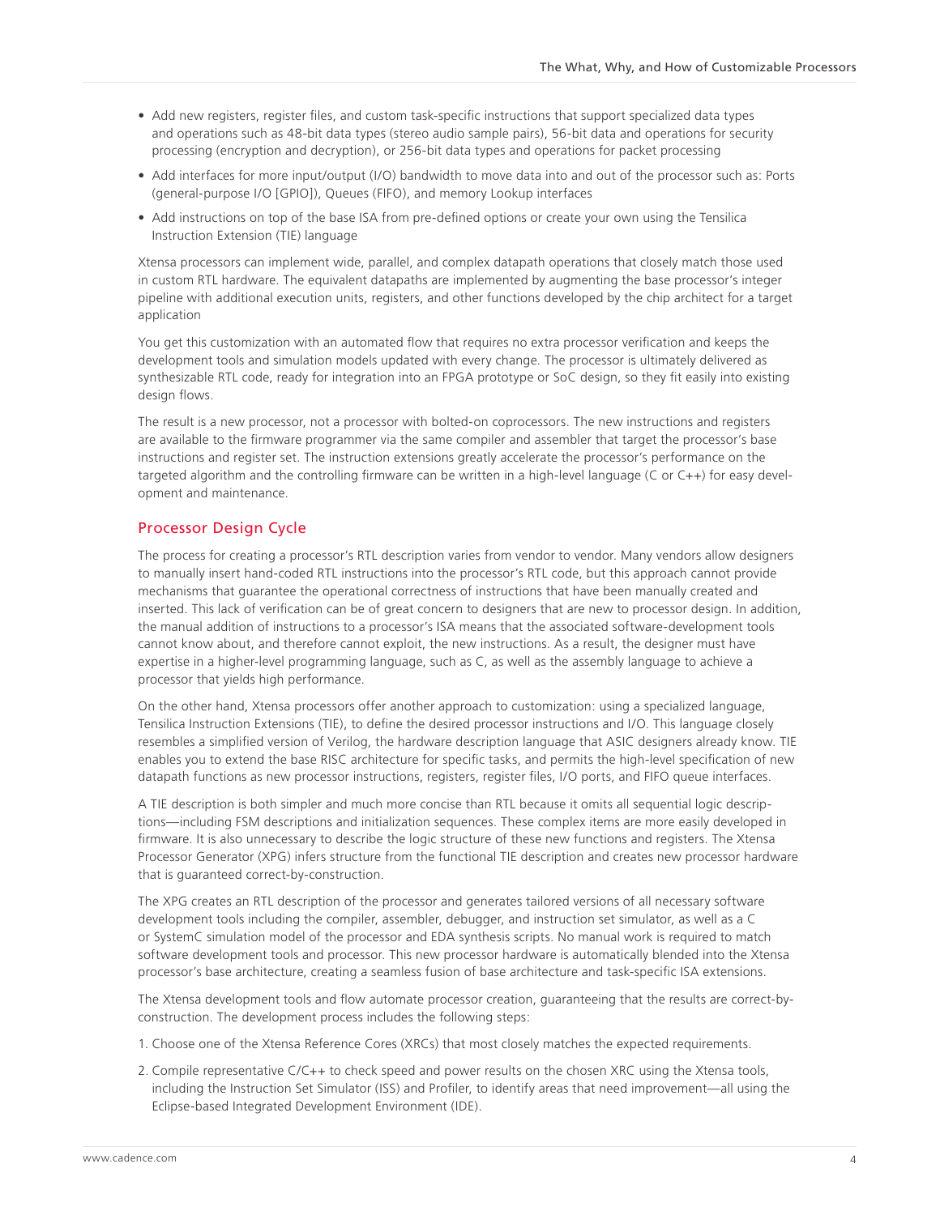- Add new registers, register files, and custom task-specific instructions that support specialized data types and operations such as 48-bit data types (stereo audio sample pairs), 56-bit data and operations for security processing (encryption and decryption), or 256-bit data types and operations for packet processing
- Add interfaces for more input/output (I/O) bandwidth to move data into and out of the processor such as: Ports (general-purpose I/O [GPIO]), Queues (FIFO), and memory Lookup interfaces
- Add instructions on top of the base ISA from pre-defined options or create your own using the Tensilica Instruction Extension (TIE) language

Xtensa processors can implement wide, parallel, and complex datapath operations that closely match those used in custom RTL hardware. The equivalent datapaths are implemented by augmenting the base processor's integer pipeline with additional execution units, registers, and other functions developed by the chip architect for a target application

You get this customization with an automated flow that requires no extra processor verification and keeps the development tools and simulation models updated with every change. The processor is ultimately delivered as synthesizable RTL code, ready for integration into an FPGA prototype or SoC design, so they fit easily into existing design flows.

The result is a new processor, not a processor with bolted-on coprocessors. The new instructions and registers are available to the firmware programmer via the same compiler and assembler that target the processor's base instructions and register set. The instruction extensions greatly accelerate the processor's performance on the targeted algorithm and the controlling firmware can be written in a high-level language (C or C++) for easy development and maintenance.

## Processor Design Cycle

The process for creating a processor's RTL description varies from vendor to vendor. Many vendors allow designers to manually insert hand-coded RTL instructions into the processor's RTL code, but this approach cannot provide mechanisms that guarantee the operational correctness of instructions that have been manually created and inserted. This lack of verification can be of great concern to designers that are new to processor design. In addition, the manual addition of instructions to a processor's ISA means that the associated software-development tools cannot know about, and therefore cannot exploit, the new instructions. As a result, the designer must have expertise in a higher-level programming language, such as C, as well as the assembly language to achieve a processor that yields high performance.

On the other hand, Xtensa processors offer another approach to customization: using a specialized language, Tensilica Instruction Extensions (TIE), to define the desired processor instructions and I/O. This language closely resembles a simplified version of Verilog, the hardware description language that ASIC designers already know. TIE enables you to extend the base RISC architecture for specific tasks, and permits the high-level specification of new datapath functions as new processor instructions, registers, register files, I/O ports, and FIFO queue interfaces.

A TIE description is both simpler and much more concise than RTL because it omits all sequential logic descriptions—including FSM descriptions and initialization sequences. These complex items are more easily developed in firmware. It is also unnecessary to describe the logic structure of these new functions and registers. The Xtensa Processor Generator (XPG) infers structure from the functional TIE description and creates new processor hardware that is guaranteed correct-by-construction.

The XPG creates an RTL description of the processor and generates tailored versions of all necessary software development tools including the compiler, assembler, debugger, and instruction set simulator, as well as a C or SystemC simulation model of the processor and EDA synthesis scripts. No manual work is required to match software development tools and processor. This new processor hardware is automatically blended into the Xtensa processor's base architecture, creating a seamless fusion of base architecture and task-specific ISA extensions.

The Xtensa development tools and flow automate processor creation, guaranteeing that the results are correct-by-construction. The development process includes the following steps:

1. Choose one of the Xtensa Reference Cores (XRCs) that most closely matches the expected requirements.
2. Compile representative C/C++ to check speed and power results on the chosen XRC using the Xtensa tools, including the Instruction Set Simulator (ISS) and Profiler, to identify areas that need improvement—all using the Eclipse-based Integrated Development Environment (IDE).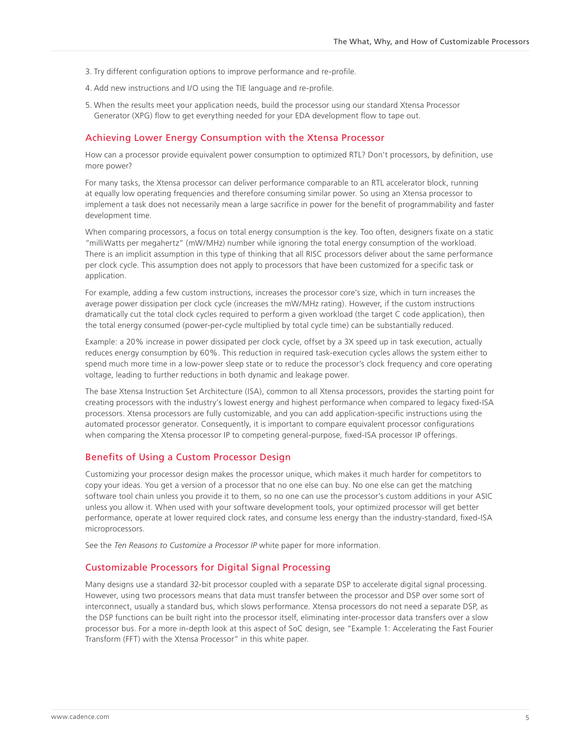3. Try different configuration options to improve performance and re-profile.
4. Add new instructions and I/O using the TIE language and re-profile.
5. When the results meet your application needs, build the processor using our standard Xtensa Processor Generator (XPG) flow to get everything needed for your EDA development flow to tape out.

## Achieving Lower Energy Consumption with the Xtensa Processor

How can a processor provide equivalent power consumption to optimized RTL? Don't processors, by definition, use more power?

For many tasks, the Xtensa processor can deliver performance comparable to an RTL accelerator block, running at equally low operating frequencies and therefore consuming similar power. So using an Xtensa processor to implement a task does not necessarily mean a large sacrifice in power for the benefit of programmability and faster development time.

When comparing processors, a focus on total energy consumption is the key. Too often, designers fixate on a static "milliWatts per megahertz" (mW/MHz) number while ignoring the total energy consumption of the workload. There is an implicit assumption in this type of thinking that all RISC processors deliver about the same performance per clock cycle. This assumption does not apply to processors that have been customized for a specific task or application.

For example, adding a few custom instructions, increases the processor core's size, which in turn increases the average power dissipation per clock cycle (increases the mW/MHz rating). However, if the custom instructions dramatically cut the total clock cycles required to perform a given workload (the target C code application), then the total energy consumed (power-per-cycle multiplied by total cycle time) can be substantially reduced.

Example: a 20% increase in power dissipated per clock cycle, offset by a 3X speed up in task execution, actually reduces energy consumption by 60%. This reduction in required task-execution cycles allows the system either to spend much more time in a low-power sleep state or to reduce the processor's clock frequency and core operating voltage, leading to further reductions in both dynamic and leakage power.

The base Xtensa Instruction Set Architecture (ISA), common to all Xtensa processors, provides the starting point for creating processors with the industry's lowest energy and highest performance when compared to legacy fixed-ISA processors. Xtensa processors are fully customizable, and you can add application-specific instructions using the automated processor generator. Consequently, it is important to compare equivalent processor configurations when comparing the Xtensa processor IP to competing general-purpose, fixed-ISA processor IP offerings.

## Benefits of Using a Custom Processor Design

Customizing your processor design makes the processor unique, which makes it much harder for competitors to copy your ideas. You get a version of a processor that no one else can buy. No one else can get the matching software tool chain unless you provide it to them, so no one can use the processor's custom additions in your ASIC unless you allow it. When used with your software development tools, your optimized processor will get better performance, operate at lower required clock rates, and consume less energy than the industry-standard, fixed-ISA microprocessors.

See the *Ten Reasons to Customize a Processor IP* white paper for more information.

## Customizable Processors for Digital Signal Processing

Many designs use a standard 32-bit processor coupled with a separate DSP to accelerate digital signal processing. However, using two processors means that data must transfer between the processor and DSP over some sort of interconnect, usually a standard bus, which slows performance. Xtensa processors do not need a separate DSP, as the DSP functions can be built right into the processor itself, eliminating inter-processor data transfers over a slow processor bus. For a more in-depth look at this aspect of SoC design, see "Example 1: Accelerating the Fast Fourier Transform (FFT) with the Xtensa Processor" in this white paper.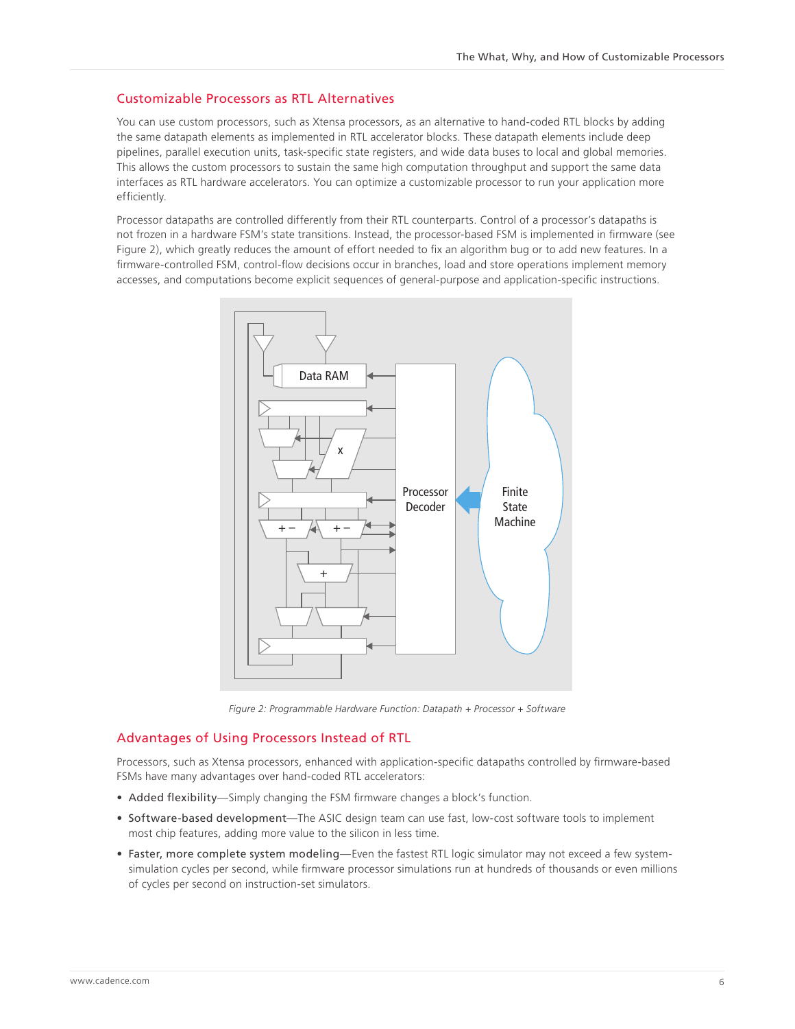## Customizable Processors as RTL Alternatives

You can use custom processors, such as Xtensa processors, as an alternative to hand-coded RTL blocks by adding the same datapath elements as implemented in RTL accelerator blocks. These datapath elements include deep pipelines, parallel execution units, task-specific state registers, and wide data buses to local and global memories. This allows the custom processors to sustain the same high computation throughput and support the same data interfaces as RTL hardware accelerators. You can optimize a customizable processor to run your application more efficiently.

Processor datapaths are controlled differently from their RTL counterparts. Control of a processor's datapaths is not frozen in a hardware FSM's state transitions. Instead, the processor-based FSM is implemented in firmware (see Figure 2), which greatly reduces the amount of effort needed to fix an algorithm bug or to add new features. In a firmware-controlled FSM, control-flow decisions occur in branches, load and store operations implement memory accesses, and computations become explicit sequences of general-purpose and application-specific instructions.

*Figure 2: Programmable Hardware Function: Datapath + Processor + Software*

## Advantages of Using Processors Instead of RTL

Processors, such as Xtensa processors, enhanced with application-specific datapaths controlled by firmware-based FSMs have many advantages over hand-coded RTL accelerators:

- Added flexibility—Simply changing the FSM firmware changes a block's function.
- Software-based development—The ASIC design team can use fast, low-cost software tools to implement most chip features, adding more value to the silicon in less time.
- Faster, more complete system modeling—Even the fastest RTL logic simulator may not exceed a few system-simulation cycles per second, while firmware processor simulations run at hundreds of thousands or even millions of cycles per second on instruction-set simulators.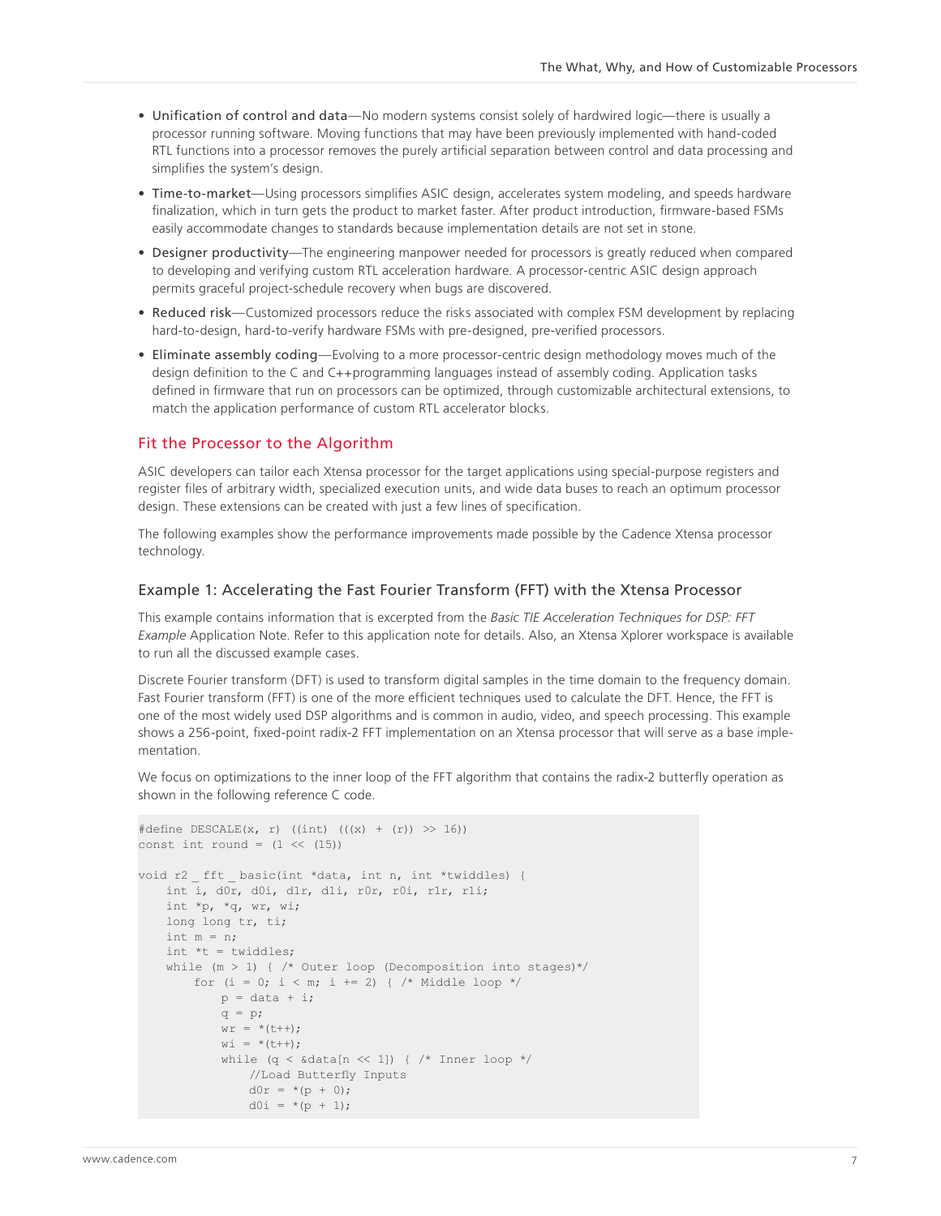- Unification of control and data—No modern systems consist solely of hardwired logic—there is usually a processor running software. Moving functions that may have been previously implemented with hand-coded RTL functions into a processor removes the purely artificial separation between control and data processing and simplifies the system's design.
- Time-to-market—Using processors simplifies ASIC design, accelerates system modeling, and speeds hardware finalization, which in turn gets the product to market faster. After product introduction, firmware-based FSMs easily accommodate changes to standards because implementation details are not set in stone.
- Designer productivity—The engineering manpower needed for processors is greatly reduced when compared to developing and verifying custom RTL acceleration hardware. A processor-centric ASIC design approach permits graceful project-schedule recovery when bugs are discovered.
- Reduced risk—Customized processors reduce the risks associated with complex FSM development by replacing hard-to-design, hard-to-verify hardware FSMs with pre-designed, pre-verified processors.
- Eliminate assembly coding—Evolving to a more processor-centric design methodology moves much of the design definition to the C and C++programming languages instead of assembly coding. Application tasks defined in firmware that run on processors can be optimized, through customizable architectural extensions, to match the application performance of custom RTL accelerator blocks.

## Fit the Processor to the Algorithm

ASIC developers can tailor each Xtensa processor for the target applications using special-purpose registers and register files of arbitrary width, specialized execution units, and wide data buses to reach an optimum processor design. These extensions can be created with just a few lines of specification.

The following examples show the performance improvements made possible by the Cadence Xtensa processor technology.

### Example 1: Accelerating the Fast Fourier Transform (FFT) with the Xtensa Processor

This example contains information that is excerpted from the *Basic TIE Acceleration Techniques for DSP: FFT Example* Application Note. Refer to this application note for details. Also, an Xtensa Xplorer workspace is available to run all the discussed example cases.

Discrete Fourier transform (DFT) is used to transform digital samples in the time domain to the frequency domain. Fast Fourier transform (FFT) is one of the more efficient techniques used to calculate the DFT. Hence, the FFT is one of the most widely used DSP algorithms and is common in audio, video, and speech processing. This example shows a 256-point, fixed-point radix-2 FFT implementation on an Xtensa processor that will serve as a base implementation.

We focus on optimizations to the inner loop of the FFT algorithm that contains the radix-2 butterfly operation as shown in the following reference C code.

```
#define DESCALE(x, r) ((int) (((x) + (r)) >> 16))
const int round = (1 << (15))

void r2_fft_basic(int *data, int n, int *twiddles) {
    int i, d0r, d0i, d1r, d1i, r0r, r0i, r1r, r1i;
    int *p, *q, wr, wi;
    long long tr, ti;
    int m = n;
    int *t = twiddles;
    while (m > 1) { /* Outer loop (Decomposition into stages)*/
        for (i = 0; i < m; i += 2) { /* Middle loop */
            p = data + i;
            q = p;
            wr = *(t++);
            wi = *(t++);
            while (q < &data[n << 1]) { /* Inner loop */
                //Load Butterfly Inputs
                d0r = *(p + 0);
                d0i = *(p + 1);
```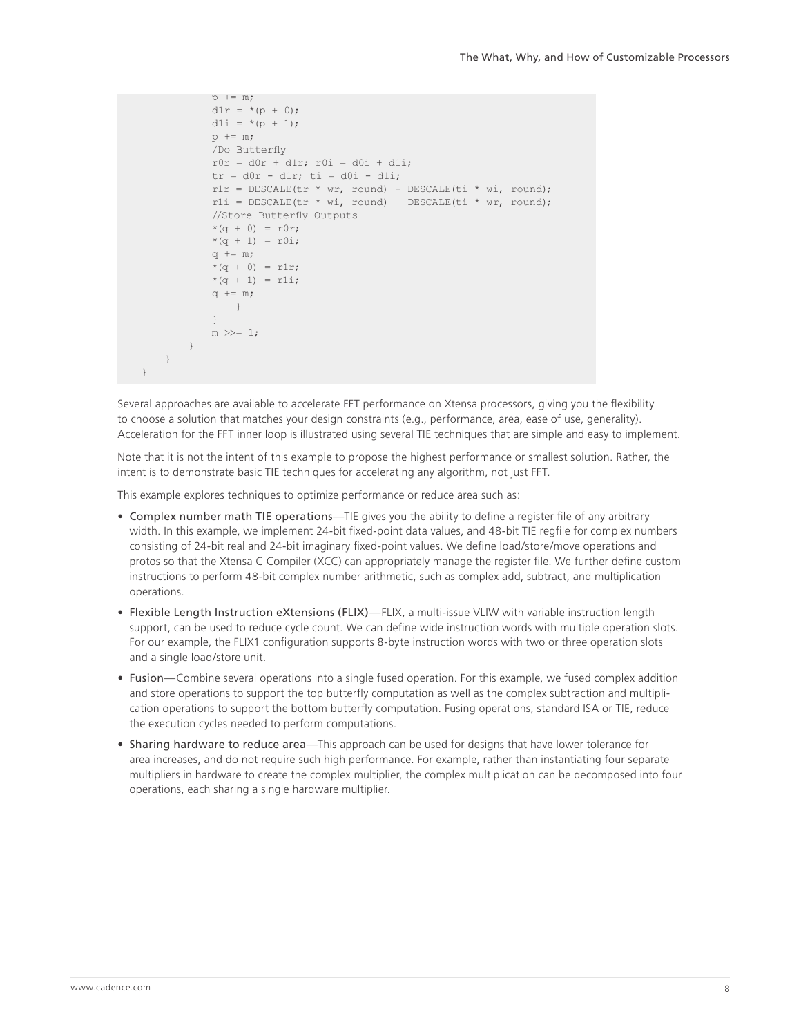```
            p += m;
            d1r = *(p + 0);
            d1i = *(p + 1);
            p += m;
            /Do Butterfly
            r0r = d0r + d1r; r0i = d0i + d1i;
            tr = d0r - d1r; ti = d0i - d1i;
            r1r = DESCALE(tr * wr, round) - DESCALE(ti * wi, round);
            r1i = DESCALE(tr * wi, round) + DESCALE(ti * wr, round);
            //Store Butterfly Outputs
            *(q + 0) = r0r;
            *(q + 1) = r0i;
            q += m;
            *(q + 0) = r1r;
            *(q + 1) = r1i;
            q += m;
                }
            }
            m >>= 1;
        }
    }
}
```

Several approaches are available to accelerate FFT performance on Xtensa processors, giving you the flexibility to choose a solution that matches your design constraints (e.g., performance, area, ease of use, generality). Acceleration for the FFT inner loop is illustrated using several TIE techniques that are simple and easy to implement.

Note that it is not the intent of this example to propose the highest performance or smallest solution. Rather, the intent is to demonstrate basic TIE techniques for accelerating any algorithm, not just FFT.

This example explores techniques to optimize performance or reduce area such as:

- Complex number math TIE operations—TIE gives you the ability to define a register file of any arbitrary width. In this example, we implement 24-bit fixed-point data values, and 48-bit TIE regfile for complex numbers consisting of 24-bit real and 24-bit imaginary fixed-point values. We define load/store/move operations and protos so that the Xtensa C Compiler (XCC) can appropriately manage the register file. We further define custom instructions to perform 48-bit complex number arithmetic, such as complex add, subtract, and multiplication operations.
- Flexible Length Instruction eXtensions (FLIX)—FLIX, a multi-issue VLIW with variable instruction length support, can be used to reduce cycle count. We can define wide instruction words with multiple operation slots. For our example, the FLIX1 configuration supports 8-byte instruction words with two or three operation slots and a single load/store unit.
- Fusion—Combine several operations into a single fused operation. For this example, we fused complex addition and store operations to support the top butterfly computation as well as the complex subtraction and multiplication operations to support the bottom butterfly computation. Fusing operations, standard ISA or TIE, reduce the execution cycles needed to perform computations.
- Sharing hardware to reduce area—This approach can be used for designs that have lower tolerance for area increases, and do not require such high performance. For example, rather than instantiating four separate multipliers in hardware to create the complex multiplier, the complex multiplication can be decomposed into four operations, each sharing a single hardware multiplier.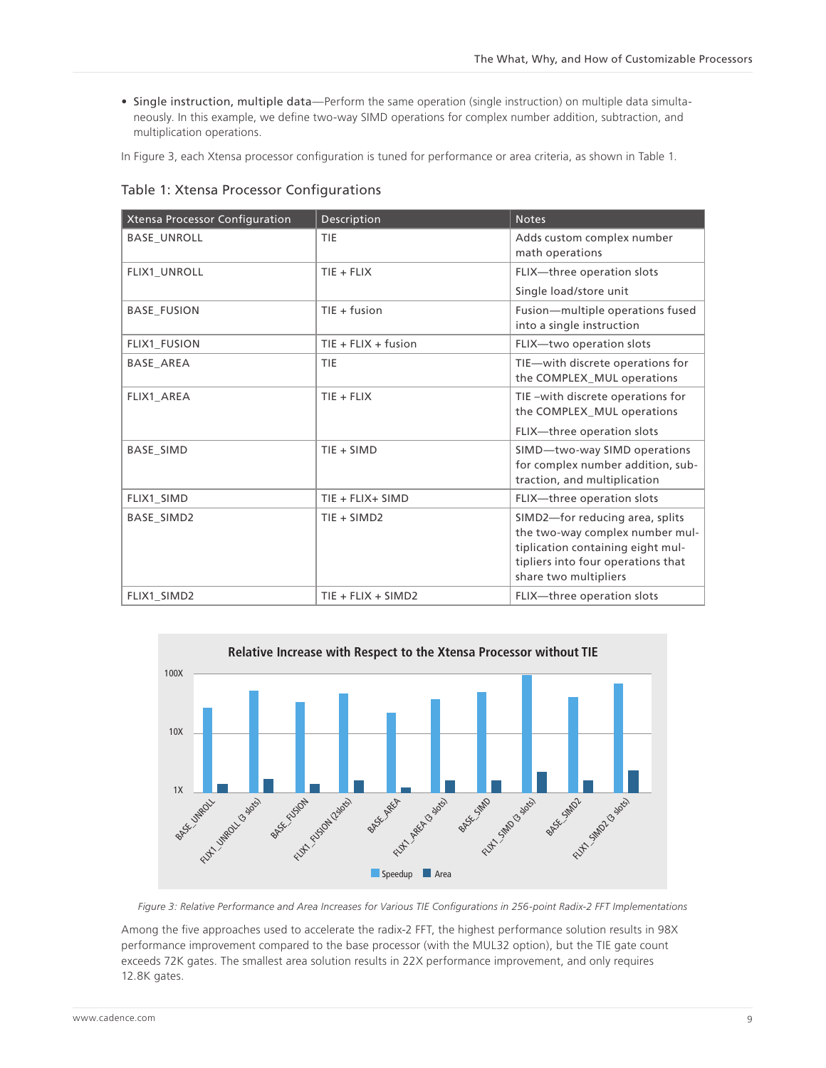- Single instruction, multiple data—Perform the same operation (single instruction) on multiple data simultaneously. In this example, we define two-way SIMD operations for complex number addition, subtraction, and multiplication operations.

In Figure 3, each Xtensa processor configuration is tuned for performance or area criteria, as shown in Table 1.

### Table 1: Xtensa Processor Configurations

| Xtensa Processor Configuration | Description | Notes |
|---|---|---|
| BASE_UNROLL | TIE | Adds custom complex number math operations |
| FLIX1_UNROLL | TIE + FLIX | FLIX—three operation slots<br>Single load/store unit |
| BASE_FUSION | TIE + fusion | Fusion—multiple operations fused into a single instruction |
| FLIX1_FUSION | TIE + FLIX + fusion | FLIX—two operation slots |
| BASE_AREA | TIE | TIE—with discrete operations for the COMPLEX_MUL operations |
| FLIX1_AREA | TIE + FLIX | TIE –with discrete operations for the COMPLEX_MUL operations<br>FLIX—three operation slots |
| BASE_SIMD | TIE + SIMD | SIMD—two-way SIMD operations for complex number addition, subtraction, and multiplication |
| FLIX1_SIMD | TIE + FLIX+ SIMD | FLIX—three operation slots |
| BASE_SIMD2 | TIE + SIMD2 | SIMD2—for reducing area, splits the two-way complex number multiplication containing eight multipliers into four operations that share two multipliers |
| FLIX1_SIMD2 | TIE + FLIX + SIMD2 | FLIX—three operation slots |

*Figure 3: Relative Performance and Area Increases for Various TIE Configurations in 256-point Radix-2 FFT Implementations*

Among the five approaches used to accelerate the radix-2 FFT, the highest performance solution results in 98X performance improvement compared to the base processor (with the MUL32 option), but the TIE gate count exceeds 72K gates. The smallest area solution results in 22X performance improvement, and only requires 12.8K gates.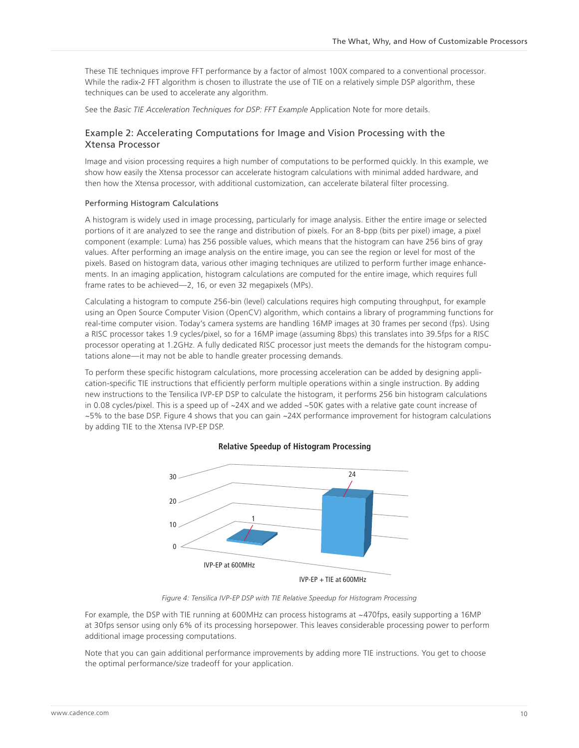These TIE techniques improve FFT performance by a factor of almost 100X compared to a conventional processor. While the radix-2 FFT algorithm is chosen to illustrate the use of TIE on a relatively simple DSP algorithm, these techniques can be used to accelerate any algorithm.

See the *Basic TIE Acceleration Techniques for DSP: FFT Example* Application Note for more details.

## Example 2: Accelerating Computations for Image and Vision Processing with the Xtensa Processor

Image and vision processing requires a high number of computations to be performed quickly. In this example, we show how easily the Xtensa processor can accelerate histogram calculations with minimal added hardware, and then how the Xtensa processor, with additional customization, can accelerate bilateral filter processing.

### Performing Histogram Calculations

A histogram is widely used in image processing, particularly for image analysis. Either the entire image or selected portions of it are analyzed to see the range and distribution of pixels. For an 8-bpp (bits per pixel) image, a pixel component (example: Luma) has 256 possible values, which means that the histogram can have 256 bins of gray values. After performing an image analysis on the entire image, you can see the region or level for most of the pixels. Based on histogram data, various other imaging techniques are utilized to perform further image enhancements. In an imaging application, histogram calculations are computed for the entire image, which requires full frame rates to be achieved—2, 16, or even 32 megapixels (MPs).

Calculating a histogram to compute 256-bin (level) calculations requires high computing throughput, for example using an Open Source Computer Vision (OpenCV) algorithm, which contains a library of programming functions for real-time computer vision. Today's camera systems are handling 16MP images at 30 frames per second (fps). Using a RISC processor takes 1.9 cycles/pixel, so for a 16MP image (assuming 8bps) this translates into 39.5fps for a RISC processor operating at 1.2GHz. A fully dedicated RISC processor just meets the demands for the histogram computations alone—it may not be able to handle greater processing demands.

To perform these specific histogram calculations, more processing acceleration can be added by designing application-specific TIE instructions that efficiently perform multiple operations within a single instruction. By adding new instructions to the Tensilica IVP-EP DSP to calculate the histogram, it performs 256 bin histogram calculations in 0.08 cycles/pixel. This is a speed up of ~24X and we added ~50K gates with a relative gate count increase of ~5% to the base DSP. Figure 4 shows that you can gain ~24X performance improvement for histogram calculations by adding TIE to the Xtensa IVP-EP DSP.

**Relative Speedup of Histogram Processing**

| | Relative Speedup |
|---|---|
| IVP-EP at 600MHz | 1 |
| IVP-EP + TIE at 600MHz | 24 |

*Figure 4: Tensilica IVP-EP DSP with TIE Relative Speedup for Histogram Processing*

For example, the DSP with TIE running at 600MHz can process histograms at ~470fps, easily supporting a 16MP at 30fps sensor using only 6% of its processing horsepower. This leaves considerable processing power to perform additional image processing computations.

Note that you can gain additional performance improvements by adding more TIE instructions. You get to choose the optimal performance/size tradeoff for your application.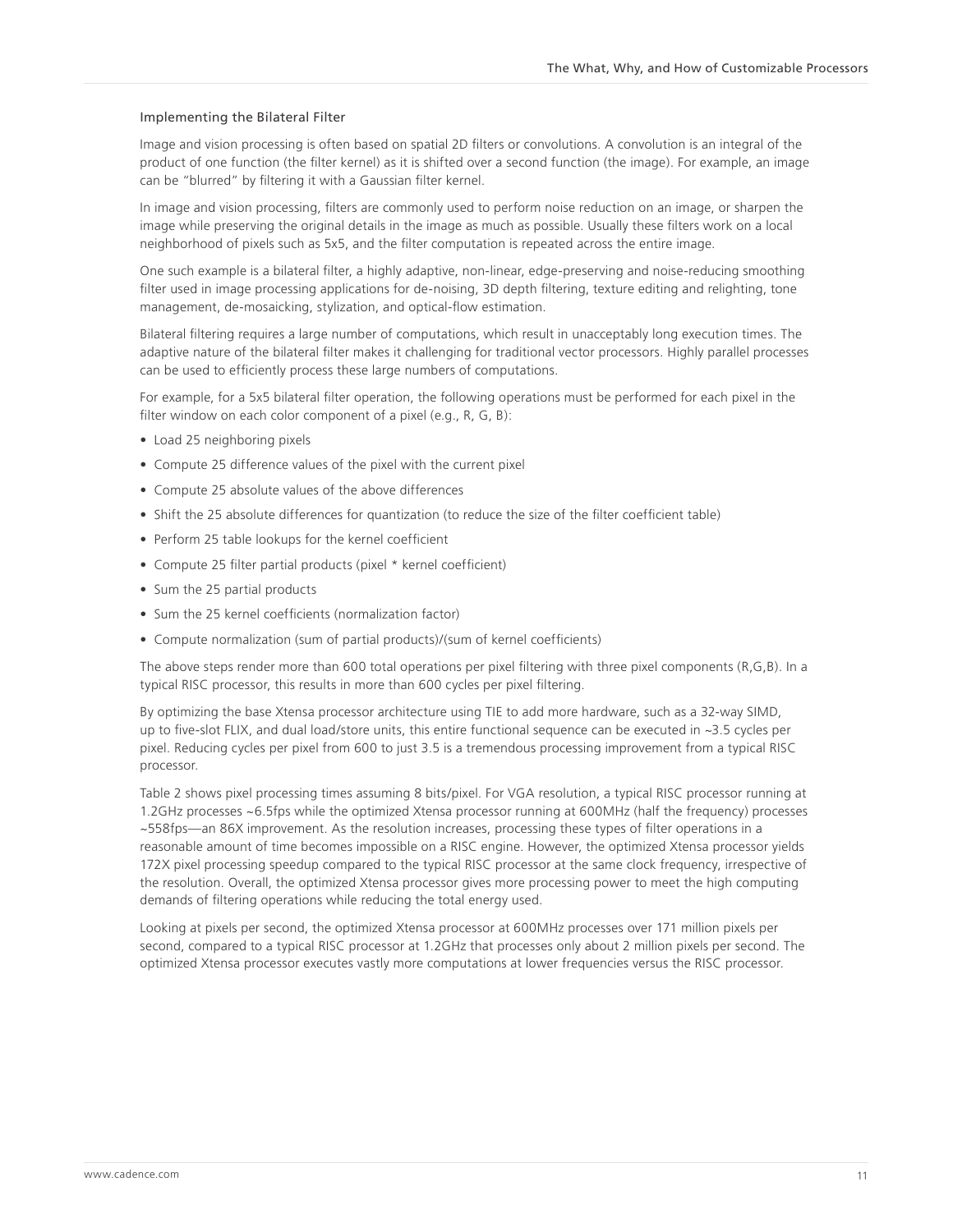### Implementing the Bilateral Filter

Image and vision processing is often based on spatial 2D filters or convolutions. A convolution is an integral of the product of one function (the filter kernel) as it is shifted over a second function (the image). For example, an image can be "blurred" by filtering it with a Gaussian filter kernel.

In image and vision processing, filters are commonly used to perform noise reduction on an image, or sharpen the image while preserving the original details in the image as much as possible. Usually these filters work on a local neighborhood of pixels such as 5x5, and the filter computation is repeated across the entire image.

One such example is a bilateral filter, a highly adaptive, non-linear, edge-preserving and noise-reducing smoothing filter used in image processing applications for de-noising, 3D depth filtering, texture editing and relighting, tone management, de-mosaicking, stylization, and optical-flow estimation.

Bilateral filtering requires a large number of computations, which result in unacceptably long execution times. The adaptive nature of the bilateral filter makes it challenging for traditional vector processors. Highly parallel processes can be used to efficiently process these large numbers of computations.

For example, for a 5x5 bilateral filter operation, the following operations must be performed for each pixel in the filter window on each color component of a pixel (e.g., R, G, B):

- Load 25 neighboring pixels
- Compute 25 difference values of the pixel with the current pixel
- Compute 25 absolute values of the above differences
- Shift the 25 absolute differences for quantization (to reduce the size of the filter coefficient table)
- Perform 25 table lookups for the kernel coefficient
- Compute 25 filter partial products (pixel * kernel coefficient)
- Sum the 25 partial products
- Sum the 25 kernel coefficients (normalization factor)
- Compute normalization (sum of partial products)/(sum of kernel coefficients)

The above steps render more than 600 total operations per pixel filtering with three pixel components (R,G,B). In a typical RISC processor, this results in more than 600 cycles per pixel filtering.

By optimizing the base Xtensa processor architecture using TIE to add more hardware, such as a 32-way SIMD, up to five-slot FLIX, and dual load/store units, this entire functional sequence can be executed in ~3.5 cycles per pixel. Reducing cycles per pixel from 600 to just 3.5 is a tremendous processing improvement from a typical RISC processor.

Table 2 shows pixel processing times assuming 8 bits/pixel. For VGA resolution, a typical RISC processor running at 1.2GHz processes ~6.5fps while the optimized Xtensa processor running at 600MHz (half the frequency) processes ~558fps—an 86X improvement. As the resolution increases, processing these types of filter operations in a reasonable amount of time becomes impossible on a RISC engine. However, the optimized Xtensa processor yields 172X pixel processing speedup compared to the typical RISC processor at the same clock frequency, irrespective of the resolution. Overall, the optimized Xtensa processor gives more processing power to meet the high computing demands of filtering operations while reducing the total energy used.

Looking at pixels per second, the optimized Xtensa processor at 600MHz processes over 171 million pixels per second, compared to a typical RISC processor at 1.2GHz that processes only about 2 million pixels per second. The optimized Xtensa processor executes vastly more computations at lower frequencies versus the RISC processor.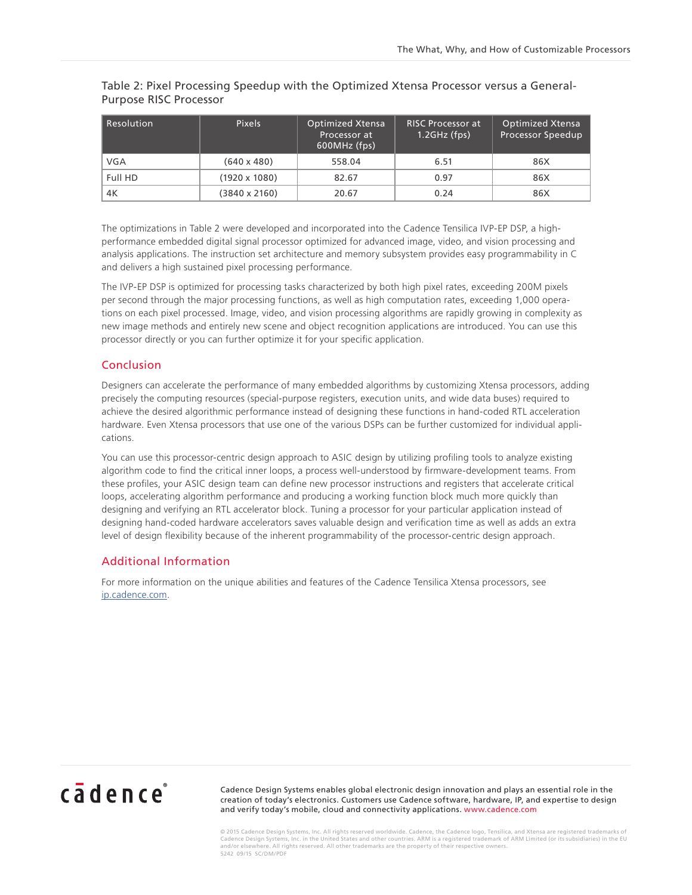Table 2: Pixel Processing Speedup with the Optimized Xtensa Processor versus a General-Purpose RISC Processor

| Resolution | Pixels | Optimized Xtensa Processor at 600MHz (fps) | RISC Processor at 1.2GHz (fps) | Optimized Xtensa Processor Speedup |
|---|---|---|---|---|
| VGA | (640 x 480) | 558.04 | 6.51 | 86X |
| Full HD | (1920 x 1080) | 82.67 | 0.97 | 86X |
| 4K | (3840 x 2160) | 20.67 | 0.24 | 86X |

The optimizations in Table 2 were developed and incorporated into the Cadence Tensilica IVP-EP DSP, a high-performance embedded digital signal processor optimized for advanced image, video, and vision processing and analysis applications. The instruction set architecture and memory subsystem provides easy programmability in C and delivers a high sustained pixel processing performance.

The IVP-EP DSP is optimized for processing tasks characterized by both high pixel rates, exceeding 200M pixels per second through the major processing functions, as well as high computation rates, exceeding 1,000 operations on each pixel processed. Image, video, and vision processing algorithms are rapidly growing in complexity as new image methods and entirely new scene and object recognition applications are introduced. You can use this processor directly or you can further optimize it for your specific application.

## Conclusion

Designers can accelerate the performance of many embedded algorithms by customizing Xtensa processors, adding precisely the computing resources (special-purpose registers, execution units, and wide data buses) required to achieve the desired algorithmic performance instead of designing these functions in hand-coded RTL acceleration hardware. Even Xtensa processors that use one of the various DSPs can be further customized for individual applications.

You can use this processor-centric design approach to ASIC design by utilizing profiling tools to analyze existing algorithm code to find the critical inner loops, a process well-understood by firmware-development teams. From these profiles, your ASIC design team can define new processor instructions and registers that accelerate critical loops, accelerating algorithm performance and producing a working function block much more quickly than designing and verifying an RTL accelerator block. Tuning a processor for your particular application instead of designing hand-coded hardware accelerators saves valuable design and verification time as well as adds an extra level of design flexibility because of the inherent programmability of the processor-centric design approach.

## Additional Information

For more information on the unique abilities and features of the Cadence Tensilica Xtensa processors, see ip.cadence.com.

cādence®

Cadence Design Systems enables global electronic design innovation and plays an essential role in the creation of today's electronics. Customers use Cadence software, hardware, IP, and expertise to design and verify today's mobile, cloud and connectivity applications. www.cadence.com

© 2015 Cadence Design Systems, Inc. All rights reserved worldwide. Cadence, the Cadence logo, Tensilica, and Xtensa are registered trademarks of Cadence Design Systems, Inc. in the United States and other countries. ARM is a registered trademark of ARM Limited (or its subsidiaries) in the EU and/or elsewhere. All rights reserved. All other trademarks are the property of their respective owners.
5242 09/15 SC/DM/PDF